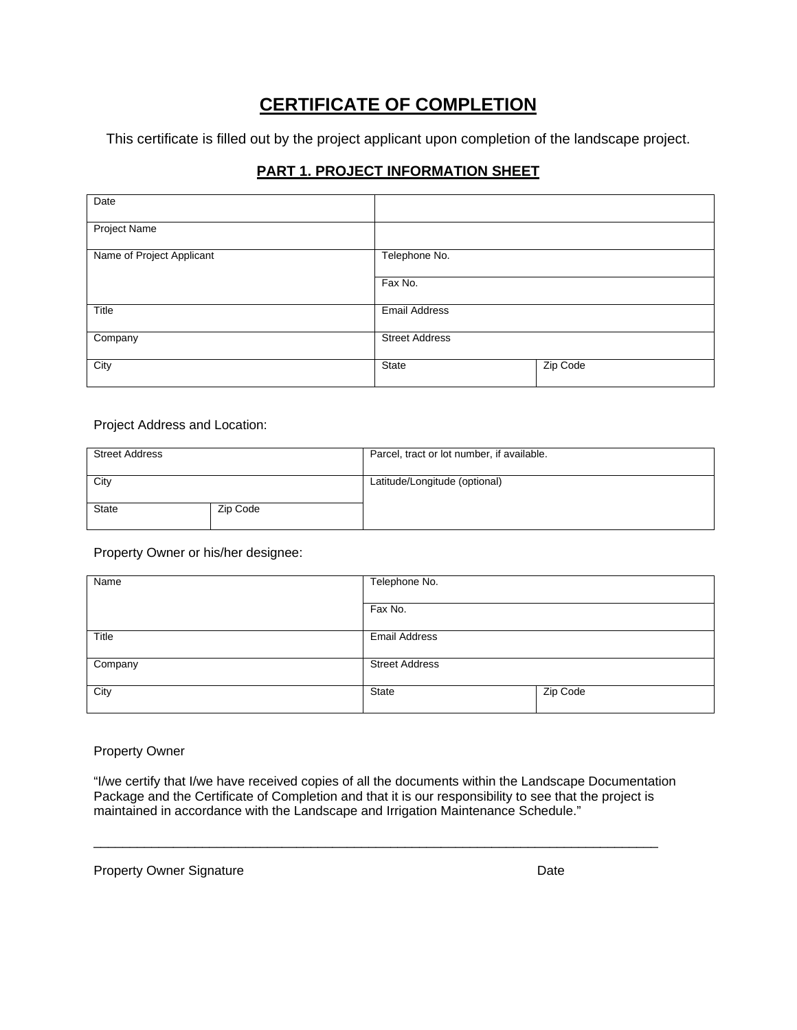# CERTIFICATE OF COMPLETION

This certificate is filled out by the project applicant upon completion of the landscape project.

## PART 1. PROJECT INFORMATION SHEET

| Date | | |
|---|---|---|
| Project Name | | |
| Name of Project Applicant | Telephone No. | |
| | Fax No. | |
| Title | Email Address | |
| Company | Street Address | |
| City | State | Zip Code |

Project Address and Location:

| Street Address | | Parcel, tract or lot number, if available. |
|---|---|---|
| City | | Latitude/Longitude (optional) |
| State | Zip Code | |

Property Owner or his/her designee:

| Name | Telephone No. | |
|---|---|---|
| | Fax No. | |
| Title | Email Address | |
| Company | Street Address | |
| City | State | Zip Code |

Property Owner

"I/we certify that I/we have received copies of all the documents within the Landscape Documentation Package and the Certificate of Completion and that it is our responsibility to see that the project is maintained in accordance with the Landscape and Irrigation Maintenance Schedule."

_______________________________________________________________________________

Property Owner Signature    Date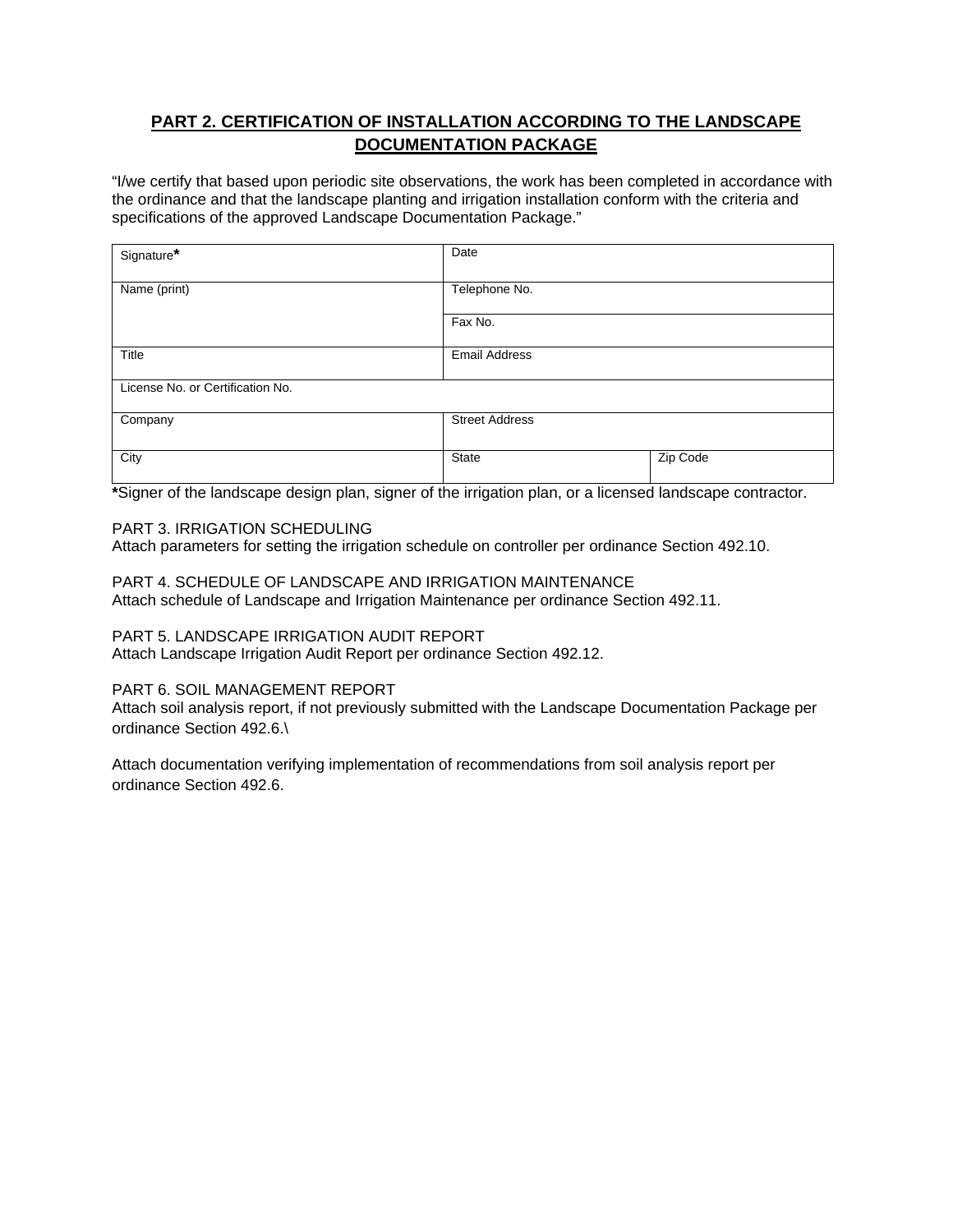## **PART 2. CERTIFICATION OF INSTALLATION ACCORDING TO THE LANDSCAPE DOCUMENTATION PACKAGE**

"I/we certify that based upon periodic site observations, the work has been completed in accordance with the ordinance and that the landscape planting and irrigation installation conform with the criteria and specifications of the approved Landscape Documentation Package."

| | | |
|---|---|---|
| Signature* | Date | |
| Name (print) | Telephone No. | |
| | Fax No. | |
| Title | Email Address | |
| License No. or Certification No. | | |
| Company | Street Address | |
| City | State | Zip Code |

***Signer of the landscape design plan, signer of the irrigation plan, or a licensed landscape contractor.**

PART 3. IRRIGATION SCHEDULING
Attach parameters for setting the irrigation schedule on controller per ordinance Section 492.10.

PART 4. SCHEDULE OF LANDSCAPE AND IRRIGATION MAINTENANCE
Attach schedule of Landscape and Irrigation Maintenance per ordinance Section 492.11.

PART 5. LANDSCAPE IRRIGATION AUDIT REPORT
Attach Landscape Irrigation Audit Report per ordinance Section 492.12.

PART 6. SOIL MANAGEMENT REPORT
Attach soil analysis report, if not previously submitted with the Landscape Documentation Package per ordinance Section 492.6.\

Attach documentation verifying implementation of recommendations from soil analysis report per ordinance Section 492.6.